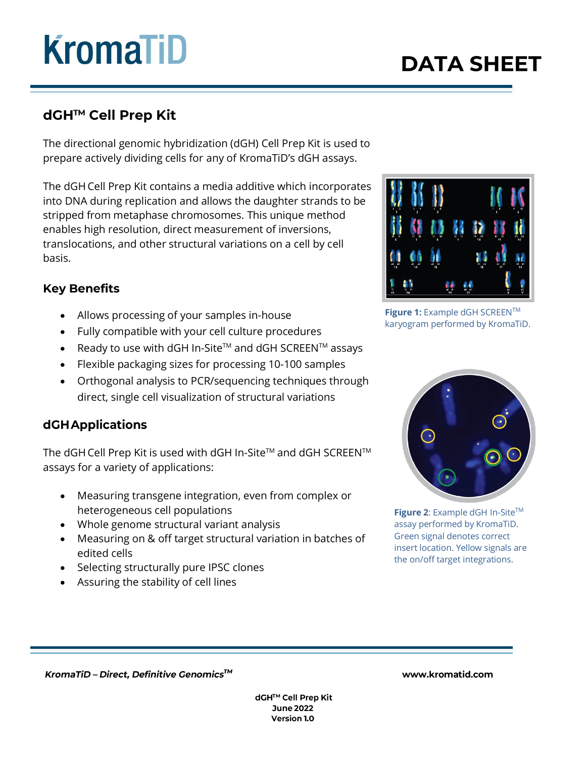# dGH™ Cell Prep Kit

The directional genomic hybridization (dGH) Cell Prep Kit is used to prepare actively dividing cells for any of KromaTiD's dGH assays.

The dGH Cell Prep Kit contains a media additive which incorporates into DNA during replication and allows the daughter strands to be stripped from metaphase chromosomes. This unique method enables high resolution, direct measurement of inversions, translocations, and other structural variations on a cell by cell basis.

## Key Benefits

- Allows processing of your samples in-house
- Fully compatible with your cell culture procedures
- Ready to use with dGH In-Site™ and dGH SCREEN™ assays
- Flexible packaging sizes for processing 10-100 samples
- Orthogonal analysis to PCR/sequencing techniques through direct, single cell visualization of structural variations

**Figure 1:** Example dGH SCREEN™ karyogram performed by KromaTiD.

## dGH Applications

The dGH Cell Prep Kit is used with dGH In-Site™ and dGH SCREEN™ assays for a variety of applications:

- Measuring transgene integration, even from complex or heterogeneous cell populations
- Whole genome structural variant analysis
- Measuring on & off target structural variation in batches of edited cells
- Selecting structurally pure IPSC clones
- Assuring the stability of cell lines

**Figure 2**: Example dGH In-Site™ assay performed by KromaTiD. Green signal denotes correct insert location. Yellow signals are the on/off target integrations.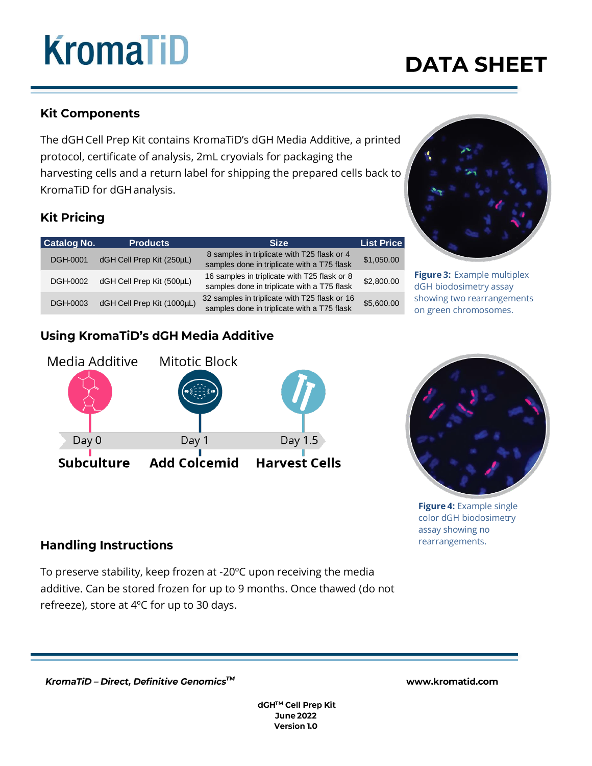# KromaTiD

# DATA SHEET

## Kit Components

The dGH Cell Prep Kit contains KromaTiD's dGH Media Additive, a printed protocol, certificate of analysis, 2mL cryovials for packaging the harvesting cells and a return label for shipping the prepared cells back to KromaTiD for dGH analysis.

## Kit Pricing

| Catalog No. | Products | Size | List Price |
|---|---|---|---|
| DGH-0001 | dGH Cell Prep Kit (250µL) | 8 samples in triplicate with T25 flask or 4 samples done in triplicate with a T75 flask | $1,050.00 |
| DGH-0002 | dGH Cell Prep Kit (500µL) | 16 samples in triplicate with T25 flask or 8 samples done in triplicate with a T75 flask | $2,800.00 |
| DGH-0003 | dGH Cell Prep Kit (1000µL) | 32 samples in triplicate with T25 flask or 16 samples done in triplicate with a T75 flask | $5,600.00 |

**Figure 3:** Example multiplex dGH biodosimetry assay showing two rearrangements on green chromosomes.

## Using KromaTiD's dGH Media Additive

Media Additive

Mitotic Block

Day 0

Day 1

Day 1.5

**Subculture**

**Add Colcemid**

**Harvest Cells**

**Figure 4:** Example single color dGH biodosimetry assay showing no rearrangements.

## Handling Instructions

To preserve stability, keep frozen at -20ºC upon receiving the media additive. Can be stored frozen for up to 9 months. Once thawed (do not refreeze), store at 4ºC for up to 30 days.

***KromaTiD – Direct, Definitive Genomics™***

**www.kromatid.com**

**dGH™ Cell Prep Kit**
**June 2022**
**Version 1.0**